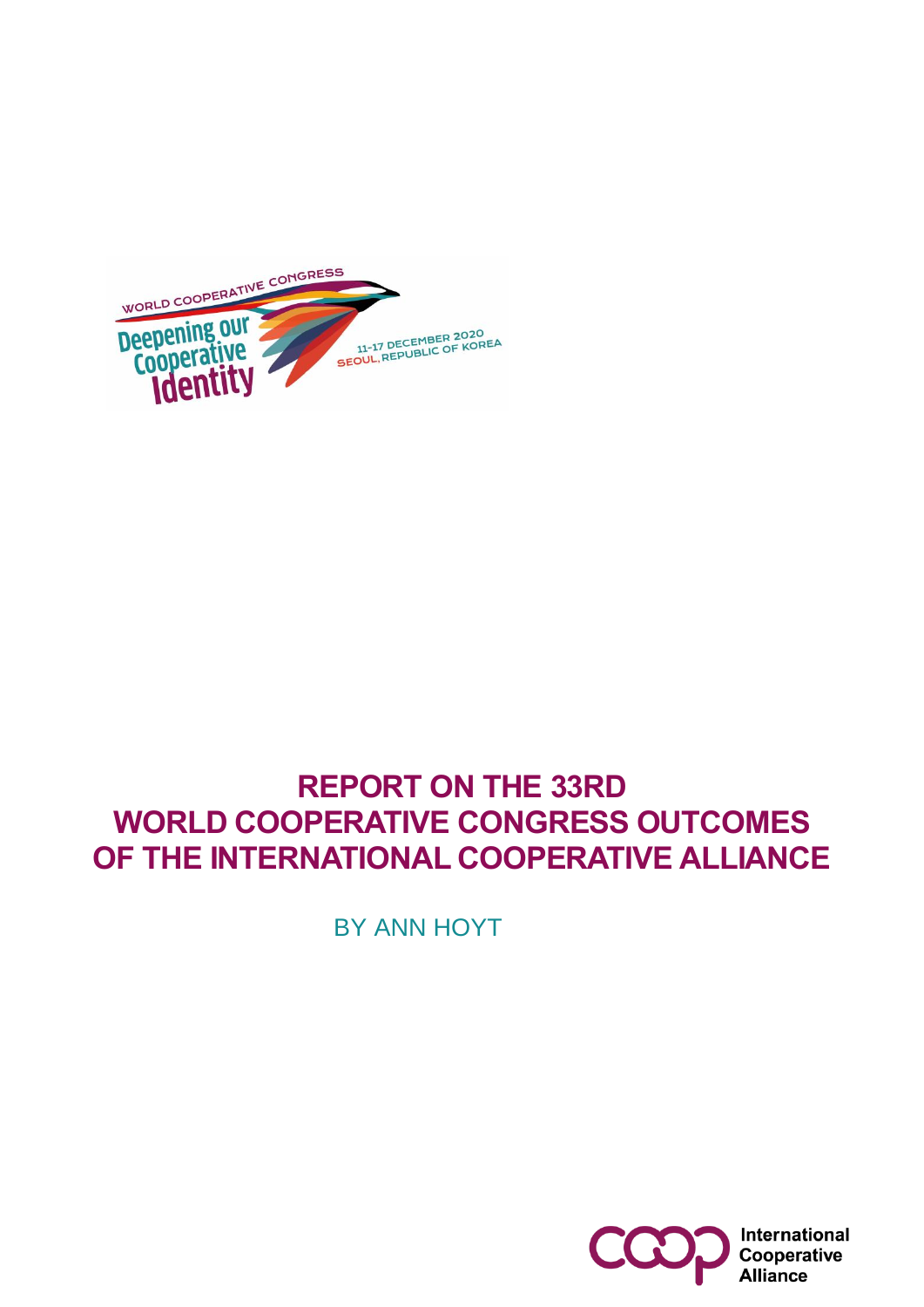WORLD COOPERATIVE CONGRESS

Deepening our Cooperative Identity

11-17 DECEMBER 2020
SEOUL, REPUBLIC OF KOREA

# REPORT ON THE 33RD WORLD COOPERATIVE CONGRESS OUTCOMES OF THE INTERNATIONAL COOPERATIVE ALLIANCE

BY ANN HOYT

International Cooperative Alliance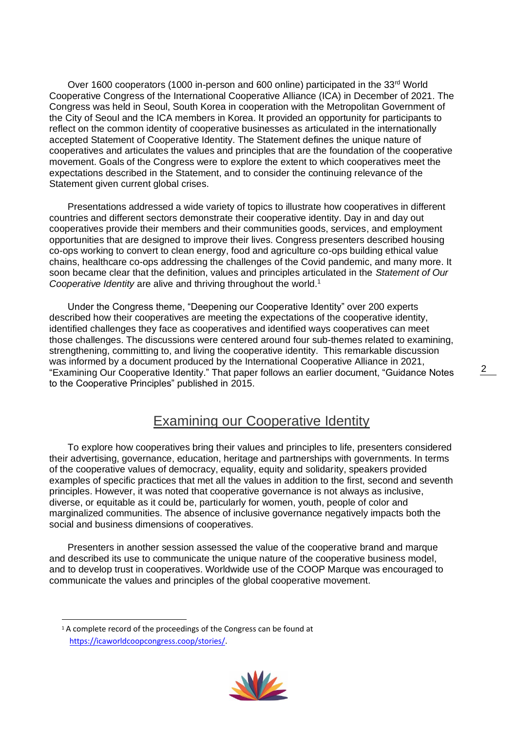Over 1600 cooperators (1000 in-person and 600 online) participated in the 33rd World Cooperative Congress of the International Cooperative Alliance (ICA) in December of 2021. The Congress was held in Seoul, South Korea in cooperation with the Metropolitan Government of the City of Seoul and the ICA members in Korea. It provided an opportunity for participants to reflect on the common identity of cooperative businesses as articulated in the internationally accepted Statement of Cooperative Identity. The Statement defines the unique nature of cooperatives and articulates the values and principles that are the foundation of the cooperative movement. Goals of the Congress were to explore the extent to which cooperatives meet the expectations described in the Statement, and to consider the continuing relevance of the Statement given current global crises.

Presentations addressed a wide variety of topics to illustrate how cooperatives in different countries and different sectors demonstrate their cooperative identity. Day in and day out cooperatives provide their members and their communities goods, services, and employment opportunities that are designed to improve their lives. Congress presenters described housing co-ops working to convert to clean energy, food and agriculture co-ops building ethical value chains, healthcare co-ops addressing the challenges of the Covid pandemic, and many more. It soon became clear that the definition, values and principles articulated in the *Statement of Our Cooperative Identity* are alive and thriving throughout the world.[1]

Under the Congress theme, "Deepening our Cooperative Identity" over 200 experts described how their cooperatives are meeting the expectations of the cooperative identity, identified challenges they face as cooperatives and identified ways cooperatives can meet those challenges. The discussions were centered around four sub-themes related to examining, strengthening, committing to, and living the cooperative identity. This remarkable discussion was informed by a document produced by the International Cooperative Alliance in 2021, "Examining Our Cooperative Identity." That paper follows an earlier document, "Guidance Notes to the Cooperative Principles" published in 2015.

## Examining our Cooperative Identity

To explore how cooperatives bring their values and principles to life, presenters considered their advertising, governance, education, heritage and partnerships with governments. In terms of the cooperative values of democracy, equality, equity and solidarity, speakers provided examples of specific practices that met all the values in addition to the first, second and seventh principles. However, it was noted that cooperative governance is not always as inclusive, diverse, or equitable as it could be, particularly for women, youth, people of color and marginalized communities. The absence of inclusive governance negatively impacts both the social and business dimensions of cooperatives.

Presenters in another session assessed the value of the cooperative brand and marque and described its use to communicate the unique nature of the cooperative business model, and to develop trust in cooperatives. Worldwide use of the COOP Marque was encouraged to communicate the values and principles of the global cooperative movement.

[1] A complete record of the proceedings of the Congress can be found at https://icaworldcoopcongress.coop/stories/.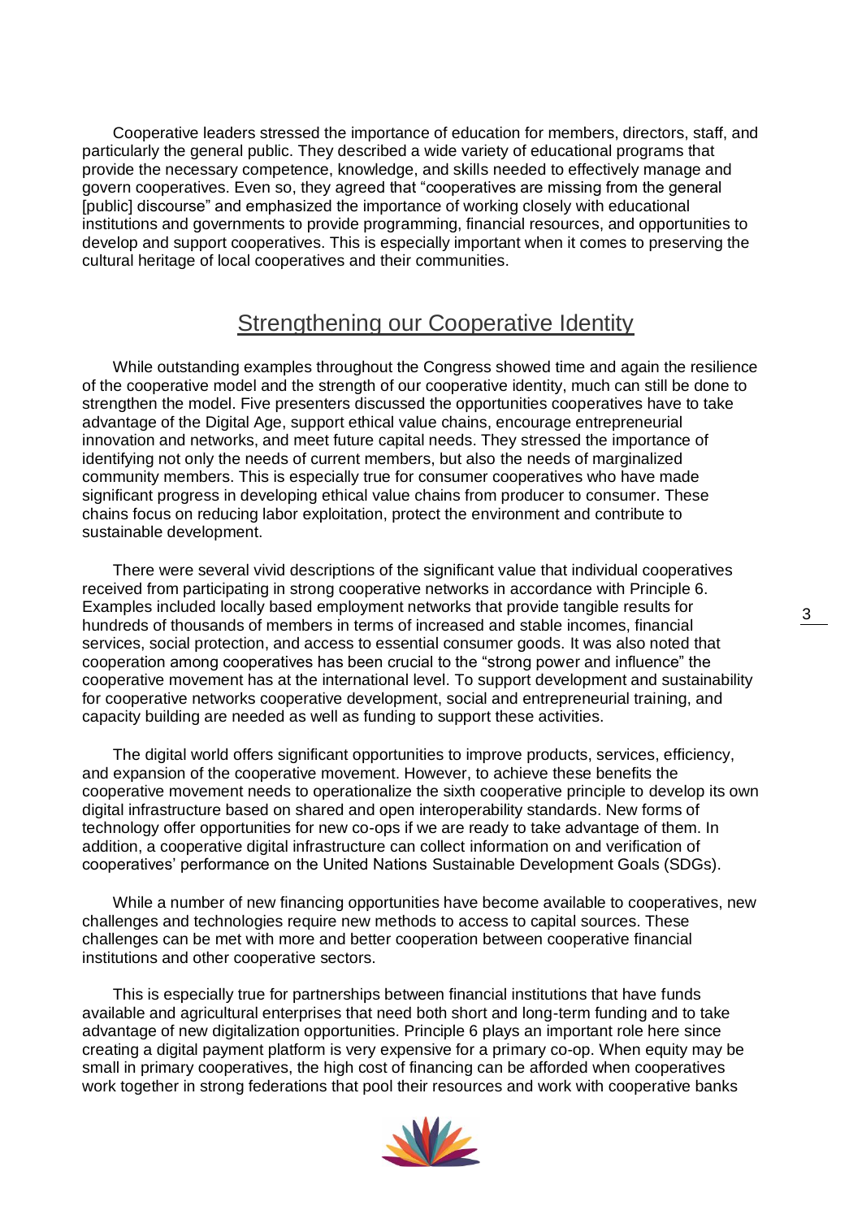Cooperative leaders stressed the importance of education for members, directors, staff, and particularly the general public. They described a wide variety of educational programs that provide the necessary competence, knowledge, and skills needed to effectively manage and govern cooperatives. Even so, they agreed that "cooperatives are missing from the general [public] discourse" and emphasized the importance of working closely with educational institutions and governments to provide programming, financial resources, and opportunities to develop and support cooperatives. This is especially important when it comes to preserving the cultural heritage of local cooperatives and their communities.

## Strengthening our Cooperative Identity

While outstanding examples throughout the Congress showed time and again the resilience of the cooperative model and the strength of our cooperative identity, much can still be done to strengthen the model. Five presenters discussed the opportunities cooperatives have to take advantage of the Digital Age, support ethical value chains, encourage entrepreneurial innovation and networks, and meet future capital needs. They stressed the importance of identifying not only the needs of current members, but also the needs of marginalized community members. This is especially true for consumer cooperatives who have made significant progress in developing ethical value chains from producer to consumer. These chains focus on reducing labor exploitation, protect the environment and contribute to sustainable development.

There were several vivid descriptions of the significant value that individual cooperatives received from participating in strong cooperative networks in accordance with Principle 6. Examples included locally based employment networks that provide tangible results for hundreds of thousands of members in terms of increased and stable incomes, financial services, social protection, and access to essential consumer goods. It was also noted that cooperation among cooperatives has been crucial to the "strong power and influence" the cooperative movement has at the international level. To support development and sustainability for cooperative networks cooperative development, social and entrepreneurial training, and capacity building are needed as well as funding to support these activities.

The digital world offers significant opportunities to improve products, services, efficiency, and expansion of the cooperative movement. However, to achieve these benefits the cooperative movement needs to operationalize the sixth cooperative principle to develop its own digital infrastructure based on shared and open interoperability standards. New forms of technology offer opportunities for new co-ops if we are ready to take advantage of them. In addition, a cooperative digital infrastructure can collect information on and verification of cooperatives' performance on the United Nations Sustainable Development Goals (SDGs).

While a number of new financing opportunities have become available to cooperatives, new challenges and technologies require new methods to access to capital sources. These challenges can be met with more and better cooperation between cooperative financial institutions and other cooperative sectors.

This is especially true for partnerships between financial institutions that have funds available and agricultural enterprises that need both short and long-term funding and to take advantage of new digitalization opportunities. Principle 6 plays an important role here since creating a digital payment platform is very expensive for a primary co-op. When equity may be small in primary cooperatives, the high cost of financing can be afforded when cooperatives work together in strong federations that pool their resources and work with cooperative banks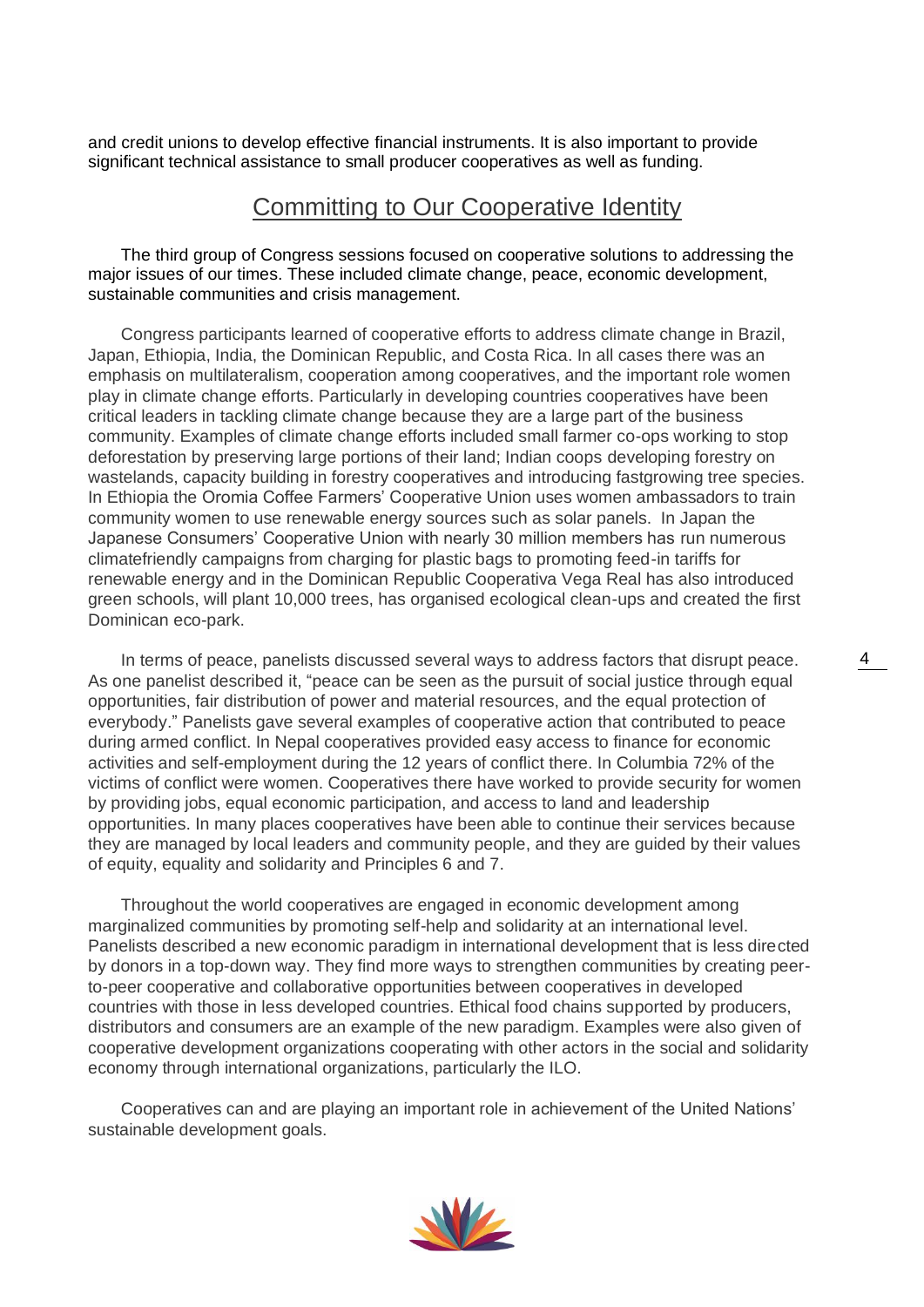and credit unions to develop effective financial instruments. It is also important to provide significant technical assistance to small producer cooperatives as well as funding.

## Committing to Our Cooperative Identity

The third group of Congress sessions focused on cooperative solutions to addressing the major issues of our times. These included climate change, peace, economic development, sustainable communities and crisis management.

Congress participants learned of cooperative efforts to address climate change in Brazil, Japan, Ethiopia, India, the Dominican Republic, and Costa Rica. In all cases there was an emphasis on multilateralism, cooperation among cooperatives, and the important role women play in climate change efforts. Particularly in developing countries cooperatives have been critical leaders in tackling climate change because they are a large part of the business community. Examples of climate change efforts included small farmer co-ops working to stop deforestation by preserving large portions of their land; Indian coops developing forestry on wastelands, capacity building in forestry cooperatives and introducing fastgrowing tree species. In Ethiopia the Oromia Coffee Farmers' Cooperative Union uses women ambassadors to train community women to use renewable energy sources such as solar panels. In Japan the Japanese Consumers' Cooperative Union with nearly 30 million members has run numerous climatefriendly campaigns from charging for plastic bags to promoting feed-in tariffs for renewable energy and in the Dominican Republic Cooperativa Vega Real has also introduced green schools, will plant 10,000 trees, has organised ecological clean-ups and created the first Dominican eco-park.

In terms of peace, panelists discussed several ways to address factors that disrupt peace. As one panelist described it, "peace can be seen as the pursuit of social justice through equal opportunities, fair distribution of power and material resources, and the equal protection of everybody." Panelists gave several examples of cooperative action that contributed to peace during armed conflict. In Nepal cooperatives provided easy access to finance for economic activities and self-employment during the 12 years of conflict there. In Columbia 72% of the victims of conflict were women. Cooperatives there have worked to provide security for women by providing jobs, equal economic participation, and access to land and leadership opportunities. In many places cooperatives have been able to continue their services because they are managed by local leaders and community people, and they are guided by their values of equity, equality and solidarity and Principles 6 and 7.

Throughout the world cooperatives are engaged in economic development among marginalized communities by promoting self-help and solidarity at an international level. Panelists described a new economic paradigm in international development that is less directed by donors in a top-down way. They find more ways to strengthen communities by creating peer-to-peer cooperative and collaborative opportunities between cooperatives in developed countries with those in less developed countries. Ethical food chains supported by producers, distributors and consumers are an example of the new paradigm. Examples were also given of cooperative development organizations cooperating with other actors in the social and solidarity economy through international organizations, particularly the ILO.

Cooperatives can and are playing an important role in achievement of the United Nations' sustainable development goals.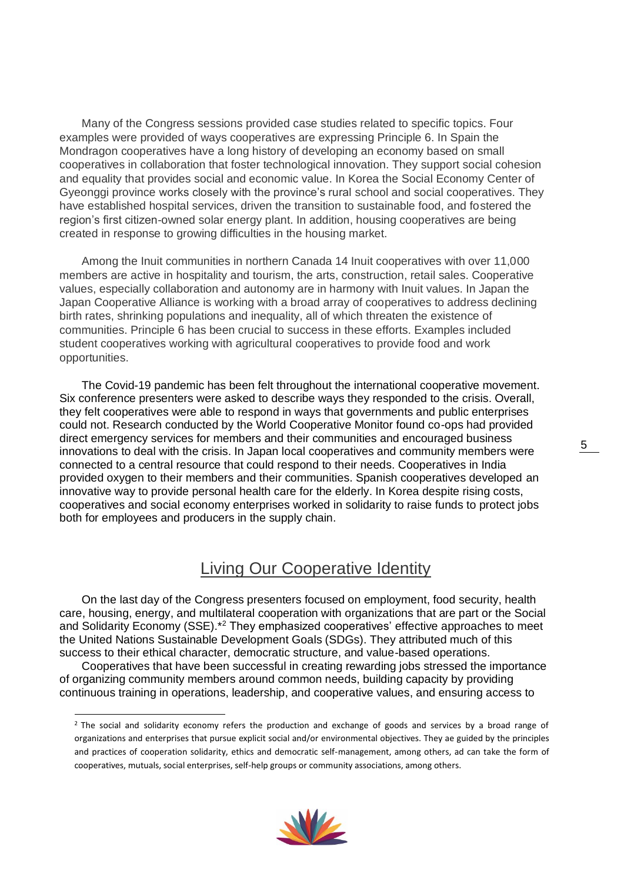Many of the Congress sessions provided case studies related to specific topics. Four examples were provided of ways cooperatives are expressing Principle 6. In Spain the Mondragon cooperatives have a long history of developing an economy based on small cooperatives in collaboration that foster technological innovation. They support social cohesion and equality that provides social and economic value. In Korea the Social Economy Center of Gyeonggi province works closely with the province's rural school and social cooperatives. They have established hospital services, driven the transition to sustainable food, and fostered the region's first citizen-owned solar energy plant. In addition, housing cooperatives are being created in response to growing difficulties in the housing market.

Among the Inuit communities in northern Canada 14 Inuit cooperatives with over 11,000 members are active in hospitality and tourism, the arts, construction, retail sales. Cooperative values, especially collaboration and autonomy are in harmony with Inuit values. In Japan the Japan Cooperative Alliance is working with a broad array of cooperatives to address declining birth rates, shrinking populations and inequality, all of which threaten the existence of communities. Principle 6 has been crucial to success in these efforts. Examples included student cooperatives working with agricultural cooperatives to provide food and work opportunities.

The Covid-19 pandemic has been felt throughout the international cooperative movement. Six conference presenters were asked to describe ways they responded to the crisis. Overall, they felt cooperatives were able to respond in ways that governments and public enterprises could not. Research conducted by the World Cooperative Monitor found co-ops had provided direct emergency services for members and their communities and encouraged business innovations to deal with the crisis. In Japan local cooperatives and community members were connected to a central resource that could respond to their needs. Cooperatives in India provided oxygen to their members and their communities. Spanish cooperatives developed an innovative way to provide personal health care for the elderly. In Korea despite rising costs, cooperatives and social economy enterprises worked in solidarity to raise funds to protect jobs both for employees and producers in the supply chain.

## Living Our Cooperative Identity

On the last day of the Congress presenters focused on employment, food security, health care, housing, energy, and multilateral cooperation with organizations that are part or the Social and Solidarity Economy (SSE).*[2] They emphasized cooperatives' effective approaches to meet the United Nations Sustainable Development Goals (SDGs). They attributed much of this success to their ethical character, democratic structure, and value-based operations.

Cooperatives that have been successful in creating rewarding jobs stressed the importance of organizing community members around common needs, building capacity by providing continuous training in operations, leadership, and cooperative values, and ensuring access to

[2] The social and solidarity economy refers the production and exchange of goods and services by a broad range of organizations and enterprises that pursue explicit social and/or environmental objectives. They ae guided by the principles and practices of cooperation solidarity, ethics and democratic self-management, among others, ad can take the form of cooperatives, mutuals, social enterprises, self-help groups or community associations, among others.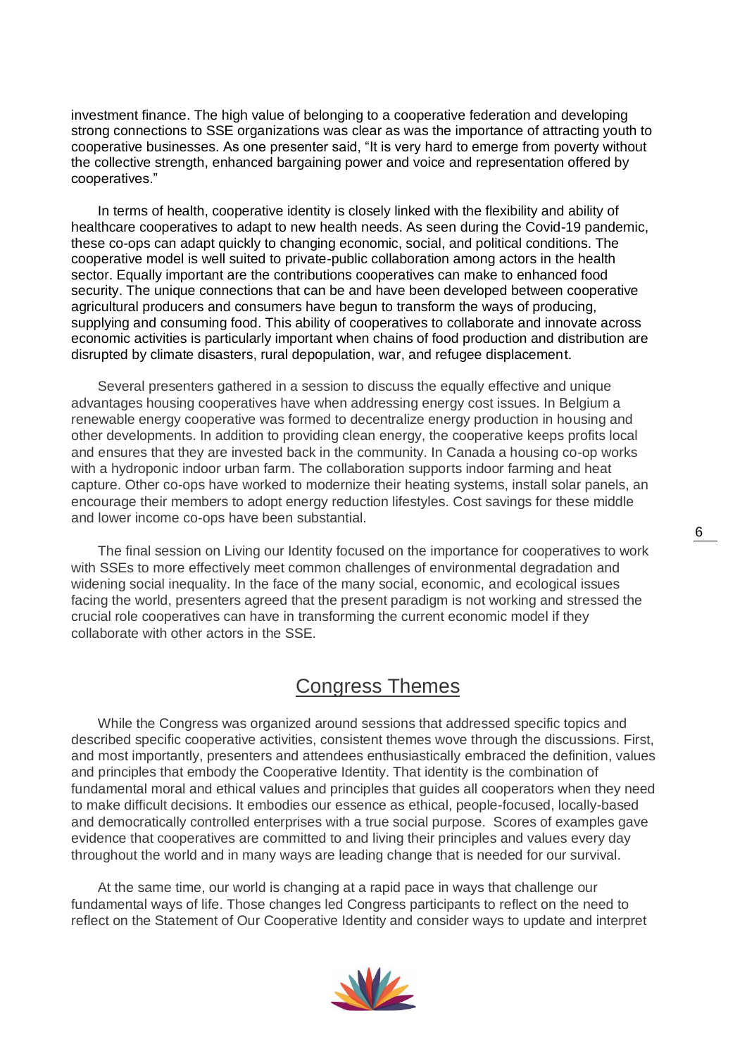investment finance. The high value of belonging to a cooperative federation and developing strong connections to SSE organizations was clear as was the importance of attracting youth to cooperative businesses. As one presenter said, "It is very hard to emerge from poverty without the collective strength, enhanced bargaining power and voice and representation offered by cooperatives."

In terms of health, cooperative identity is closely linked with the flexibility and ability of healthcare cooperatives to adapt to new health needs. As seen during the Covid-19 pandemic, these co-ops can adapt quickly to changing economic, social, and political conditions. The cooperative model is well suited to private-public collaboration among actors in the health sector. Equally important are the contributions cooperatives can make to enhanced food security. The unique connections that can be and have been developed between cooperative agricultural producers and consumers have begun to transform the ways of producing, supplying and consuming food. This ability of cooperatives to collaborate and innovate across economic activities is particularly important when chains of food production and distribution are disrupted by climate disasters, rural depopulation, war, and refugee displacement.

Several presenters gathered in a session to discuss the equally effective and unique advantages housing cooperatives have when addressing energy cost issues. In Belgium a renewable energy cooperative was formed to decentralize energy production in housing and other developments. In addition to providing clean energy, the cooperative keeps profits local and ensures that they are invested back in the community. In Canada a housing co-op works with a hydroponic indoor urban farm. The collaboration supports indoor farming and heat capture. Other co-ops have worked to modernize their heating systems, install solar panels, an encourage their members to adopt energy reduction lifestyles. Cost savings for these middle and lower income co-ops have been substantial.

The final session on Living our Identity focused on the importance for cooperatives to work with SSEs to more effectively meet common challenges of environmental degradation and widening social inequality. In the face of the many social, economic, and ecological issues facing the world, presenters agreed that the present paradigm is not working and stressed the crucial role cooperatives can have in transforming the current economic model if they collaborate with other actors in the SSE.

## Congress Themes

While the Congress was organized around sessions that addressed specific topics and described specific cooperative activities, consistent themes wove through the discussions. First, and most importantly, presenters and attendees enthusiastically embraced the definition, values and principles that embody the Cooperative Identity. That identity is the combination of fundamental moral and ethical values and principles that guides all cooperators when they need to make difficult decisions. It embodies our essence as ethical, people-focused, locally-based and democratically controlled enterprises with a true social purpose. Scores of examples gave evidence that cooperatives are committed to and living their principles and values every day throughout the world and in many ways are leading change that is needed for our survival.

At the same time, our world is changing at a rapid pace in ways that challenge our fundamental ways of life. Those changes led Congress participants to reflect on the need to reflect on the Statement of Our Cooperative Identity and consider ways to update and interpret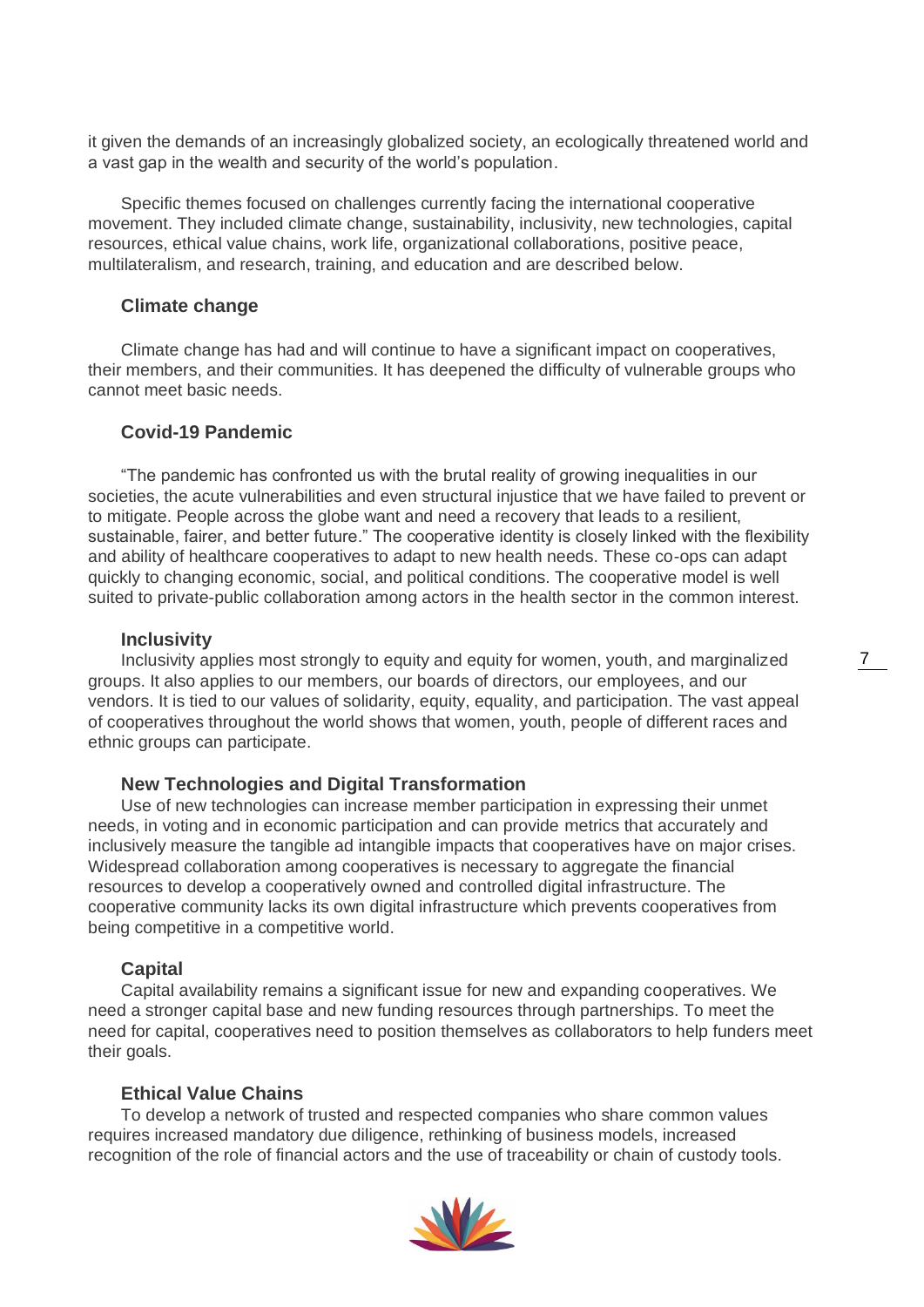it given the demands of an increasingly globalized society, an ecologically threatened world and a vast gap in the wealth and security of the world's population.

Specific themes focused on challenges currently facing the international cooperative movement. They included climate change, sustainability, inclusivity, new technologies, capital resources, ethical value chains, work life, organizational collaborations, positive peace, multilateralism, and research, training, and education and are described below.

### Climate change

Climate change has had and will continue to have a significant impact on cooperatives, their members, and their communities. It has deepened the difficulty of vulnerable groups who cannot meet basic needs.

### Covid-19 Pandemic

"The pandemic has confronted us with the brutal reality of growing inequalities in our societies, the acute vulnerabilities and even structural injustice that we have failed to prevent or to mitigate. People across the globe want and need a recovery that leads to a resilient, sustainable, fairer, and better future." The cooperative identity is closely linked with the flexibility and ability of healthcare cooperatives to adapt to new health needs. These co-ops can adapt quickly to changing economic, social, and political conditions. The cooperative model is well suited to private-public collaboration among actors in the health sector in the common interest.

### Inclusivity

Inclusivity applies most strongly to equity and equity for women, youth, and marginalized groups. It also applies to our members, our boards of directors, our employees, and our vendors. It is tied to our values of solidarity, equity, equality, and participation. The vast appeal of cooperatives throughout the world shows that women, youth, people of different races and ethnic groups can participate.

### New Technologies and Digital Transformation

Use of new technologies can increase member participation in expressing their unmet needs, in voting and in economic participation and can provide metrics that accurately and inclusively measure the tangible ad intangible impacts that cooperatives have on major crises. Widespread collaboration among cooperatives is necessary to aggregate the financial resources to develop a cooperatively owned and controlled digital infrastructure. The cooperative community lacks its own digital infrastructure which prevents cooperatives from being competitive in a competitive world.

### Capital

Capital availability remains a significant issue for new and expanding cooperatives. We need a stronger capital base and new funding resources through partnerships. To meet the need for capital, cooperatives need to position themselves as collaborators to help funders meet their goals.

### Ethical Value Chains

To develop a network of trusted and respected companies who share common values requires increased mandatory due diligence, rethinking of business models, increased recognition of the role of financial actors and the use of traceability or chain of custody tools.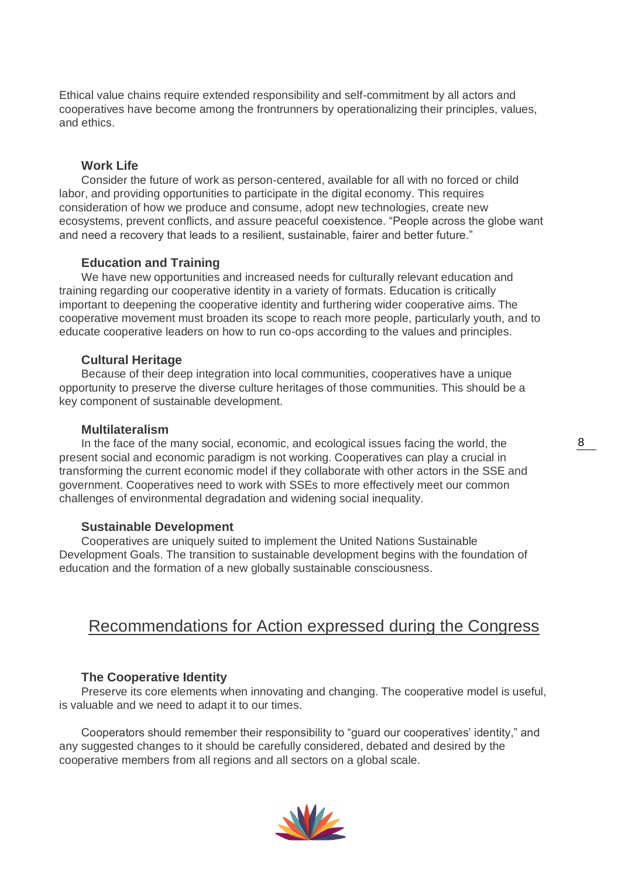Ethical value chains require extended responsibility and self-commitment by all actors and cooperatives have become among the frontrunners by operationalizing their principles, values, and ethics.

### Work Life

Consider the future of work as person-centered, available for all with no forced or child labor, and providing opportunities to participate in the digital economy. This requires consideration of how we produce and consume, adopt new technologies, create new ecosystems, prevent conflicts, and assure peaceful coexistence. "People across the globe want and need a recovery that leads to a resilient, sustainable, fairer and better future."

### Education and Training

We have new opportunities and increased needs for culturally relevant education and training regarding our cooperative identity in a variety of formats. Education is critically important to deepening the cooperative identity and furthering wider cooperative aims. The cooperative movement must broaden its scope to reach more people, particularly youth, and to educate cooperative leaders on how to run co-ops according to the values and principles.

### Cultural Heritage

Because of their deep integration into local communities, cooperatives have a unique opportunity to preserve the diverse culture heritages of those communities. This should be a key component of sustainable development.

### Multilateralism

In the face of the many social, economic, and ecological issues facing the world, the present social and economic paradigm is not working. Cooperatives can play a crucial in transforming the current economic model if they collaborate with other actors in the SSE and government. Cooperatives need to work with SSEs to more effectively meet our common challenges of environmental degradation and widening social inequality.

### Sustainable Development

Cooperatives are uniquely suited to implement the United Nations Sustainable Development Goals. The transition to sustainable development begins with the foundation of education and the formation of a new globally sustainable consciousness.

## Recommendations for Action expressed during the Congress

### The Cooperative Identity

Preserve its core elements when innovating and changing. The cooperative model is useful, is valuable and we need to adapt it to our times.

Cooperators should remember their responsibility to "guard our cooperatives' identity," and any suggested changes to it should be carefully considered, debated and desired by the cooperative members from all regions and all sectors on a global scale.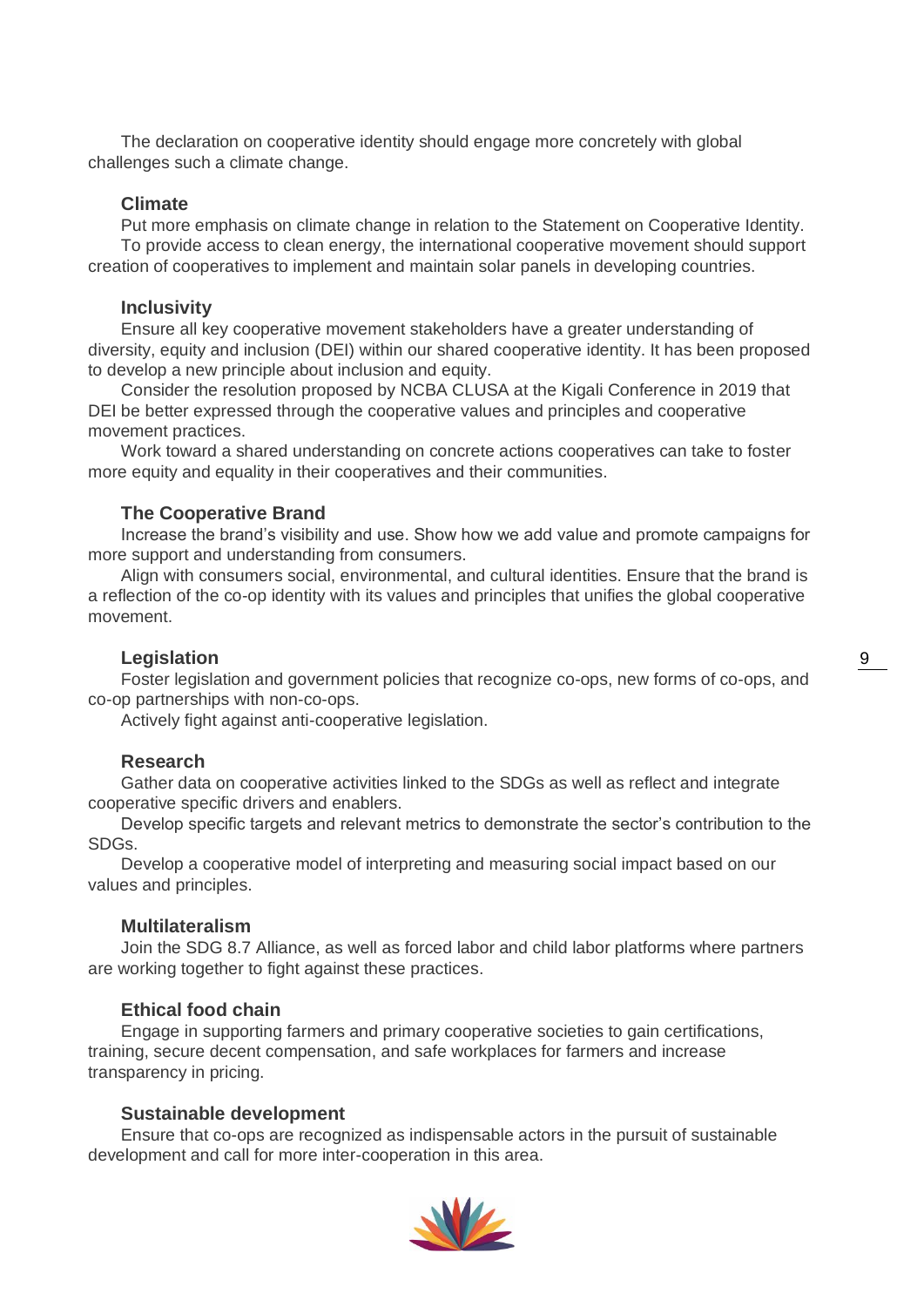The declaration on cooperative identity should engage more concretely with global challenges such a climate change.

### Climate

Put more emphasis on climate change in relation to the Statement on Cooperative Identity.

To provide access to clean energy, the international cooperative movement should support creation of cooperatives to implement and maintain solar panels in developing countries.

### Inclusivity

Ensure all key cooperative movement stakeholders have a greater understanding of diversity, equity and inclusion (DEI) within our shared cooperative identity. It has been proposed to develop a new principle about inclusion and equity.

Consider the resolution proposed by NCBA CLUSA at the Kigali Conference in 2019 that DEI be better expressed through the cooperative values and principles and cooperative movement practices.

Work toward a shared understanding on concrete actions cooperatives can take to foster more equity and equality in their cooperatives and their communities.

### The Cooperative Brand

Increase the brand's visibility and use. Show how we add value and promote campaigns for more support and understanding from consumers.

Align with consumers social, environmental, and cultural identities. Ensure that the brand is a reflection of the co-op identity with its values and principles that unifies the global cooperative movement.

### Legislation

Foster legislation and government policies that recognize co-ops, new forms of co-ops, and co-op partnerships with non-co-ops.

Actively fight against anti-cooperative legislation.

### Research

Gather data on cooperative activities linked to the SDGs as well as reflect and integrate cooperative specific drivers and enablers.

Develop specific targets and relevant metrics to demonstrate the sector's contribution to the SDGs.

Develop a cooperative model of interpreting and measuring social impact based on our values and principles.

### Multilateralism

Join the SDG 8.7 Alliance, as well as forced labor and child labor platforms where partners are working together to fight against these practices.

### Ethical food chain

Engage in supporting farmers and primary cooperative societies to gain certifications, training, secure decent compensation, and safe workplaces for farmers and increase transparency in pricing.

### Sustainable development

Ensure that co-ops are recognized as indispensable actors in the pursuit of sustainable development and call for more inter-cooperation in this area.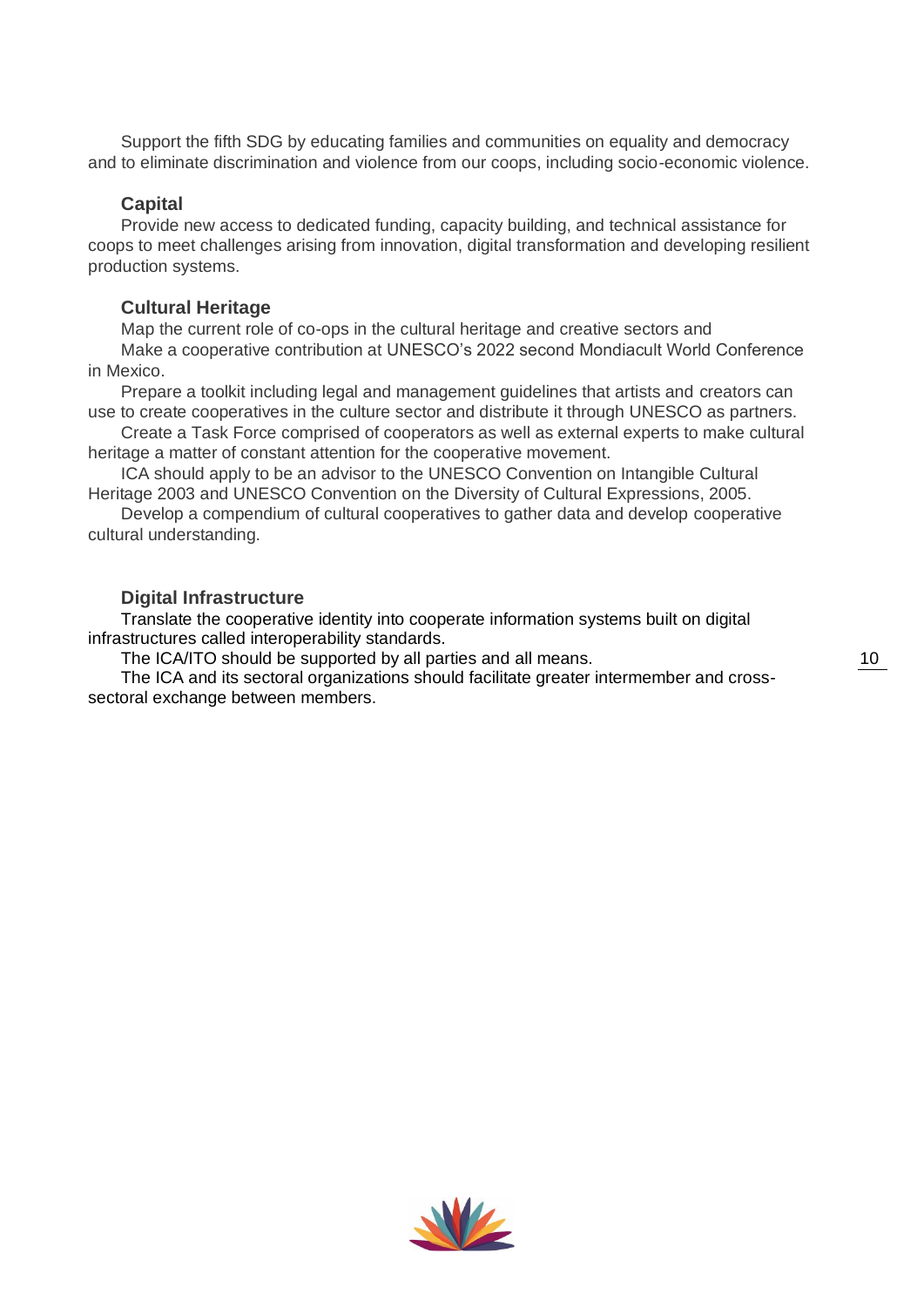Support the fifth SDG by educating families and communities on equality and democracy and to eliminate discrimination and violence from our coops, including socio-economic violence.

### Capital

Provide new access to dedicated funding, capacity building, and technical assistance for coops to meet challenges arising from innovation, digital transformation and developing resilient production systems.

### Cultural Heritage

Map the current role of co-ops in the cultural heritage and creative sectors and

Make a cooperative contribution at UNESCO's 2022 second Mondiacult World Conference in Mexico.

Prepare a toolkit including legal and management guidelines that artists and creators can use to create cooperatives in the culture sector and distribute it through UNESCO as partners.

Create a Task Force comprised of cooperators as well as external experts to make cultural heritage a matter of constant attention for the cooperative movement.

ICA should apply to be an advisor to the UNESCO Convention on Intangible Cultural Heritage 2003 and UNESCO Convention on the Diversity of Cultural Expressions, 2005.

Develop a compendium of cultural cooperatives to gather data and develop cooperative cultural understanding.

### Digital Infrastructure

Translate the cooperative identity into cooperate information systems built on digital infrastructures called interoperability standards.

The ICA/ITO should be supported by all parties and all means.

The ICA and its sectoral organizations should facilitate greater intermember and cross-sectoral exchange between members.